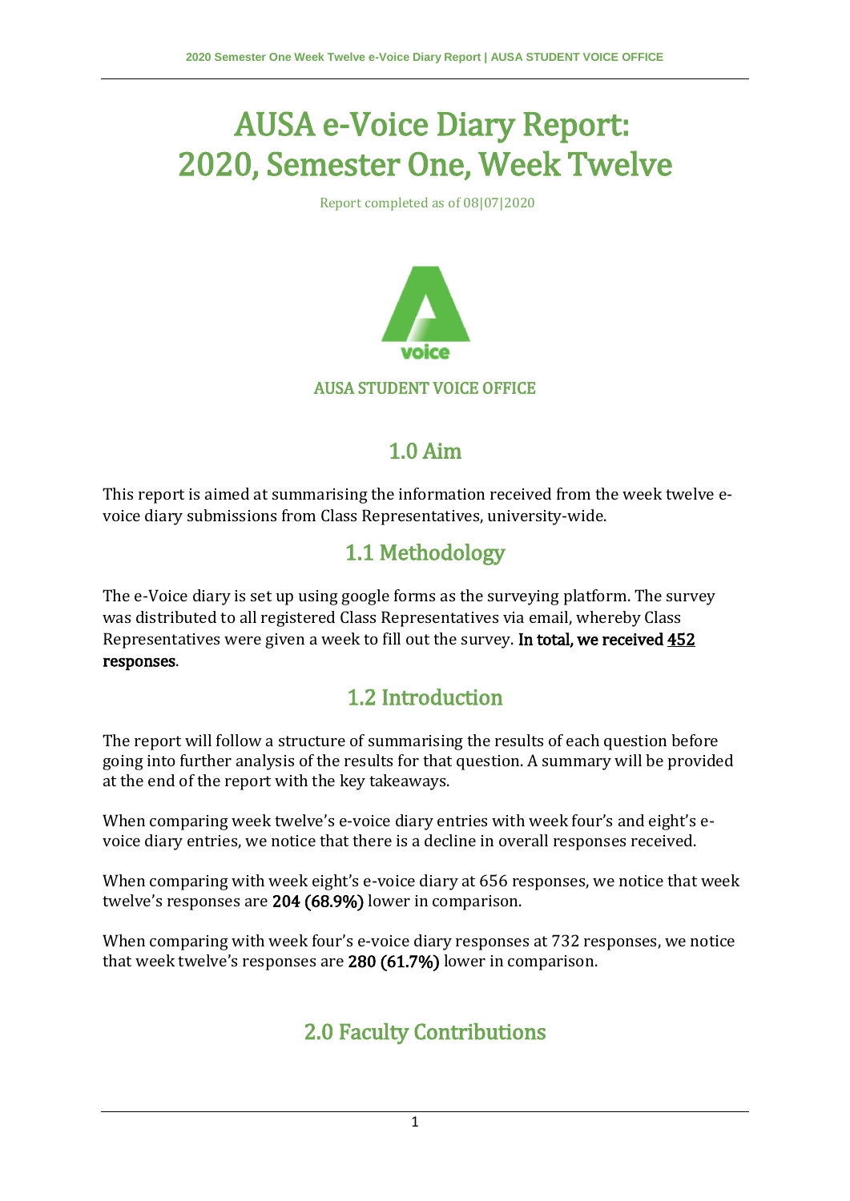# AUSA e-Voice Diary Report: 2020, Semester One, Week Twelve

Report completed as of 08|07|2020

AUSA STUDENT VOICE OFFICE

## 1.0 Aim

This report is aimed at summarising the information received from the week twelve e-voice diary submissions from Class Representatives, university-wide.

## 1.1 Methodology

The e-Voice diary is set up using google forms as the surveying platform. The survey was distributed to all registered Class Representatives via email, whereby Class Representatives were given a week to fill out the survey. **In total, we received <u>452</u> responses**.

## 1.2 Introduction

The report will follow a structure of summarising the results of each question before going into further analysis of the results for that question. A summary will be provided at the end of the report with the key takeaways.

When comparing week twelve's e-voice diary entries with week four's and eight's e-voice diary entries, we notice that there is a decline in overall responses received.

When comparing with week eight's e-voice diary at 656 responses, we notice that week twelve's responses are **204 (68.9%)** lower in comparison.

When comparing with week four's e-voice diary responses at 732 responses, we notice that week twelve's responses are **280 (61.7%)** lower in comparison.

## 2.0 Faculty Contributions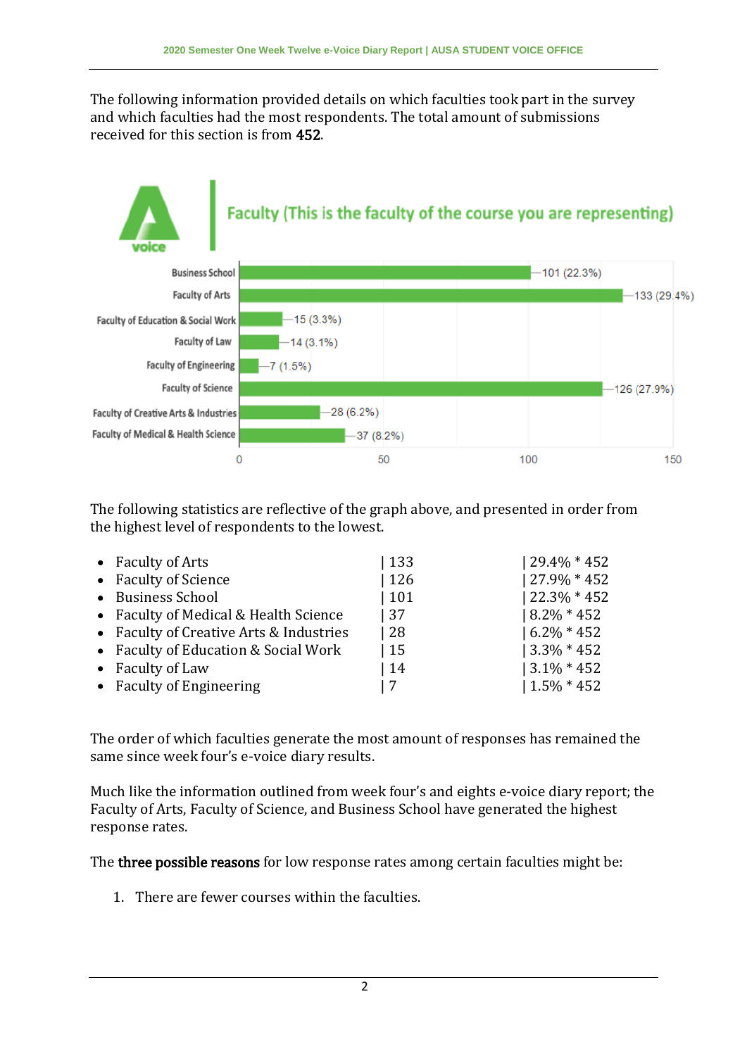The following information provided details on which faculties took part in the survey and which faculties had the most respondents. The total amount of submissions received for this section is from **452**.

**Faculty (This is the faculty of the course you are representing)**

| Faculty | Responses |
|---|---|
| Business School | 101 (22.3%) |
| Faculty of Arts | 133 (29.4%) |
| Faculty of Education & Social Work | 15 (3.3%) |
| Faculty of Law | 14 (3.1%) |
| Faculty of Engineering | 7 (1.5%) |
| Faculty of Science | 126 (27.9%) |
| Faculty of Creative Arts & Industries | 28 (6.2%) |
| Faculty of Medical & Health Science | 37 (8.2%) |

The following statistics are reflective of the graph above, and presented in order from the highest level of respondents to the lowest.

| Faculty | Respondents | Percentage |
|---|---|---|
| Faculty of Arts | 133 | 29.4% * 452 |
| Faculty of Science | 126 | 27.9% * 452 |
| Business School | 101 | 22.3% * 452 |
| Faculty of Medical & Health Science | 37 | 8.2% * 452 |
| Faculty of Creative Arts & Industries | 28 | 6.2% * 452 |
| Faculty of Education & Social Work | 15 | 3.3% * 452 |
| Faculty of Law | 14 | 3.1% * 452 |
| Faculty of Engineering | 7 | 1.5% * 452 |

The order of which faculties generate the most amount of responses has remained the same since week four's e-voice diary results.

Much like the information outlined from week four's and eights e-voice diary report; the Faculty of Arts, Faculty of Science, and Business School have generated the highest response rates.

The **three possible reasons** for low response rates among certain faculties might be:

1. There are fewer courses within the faculties.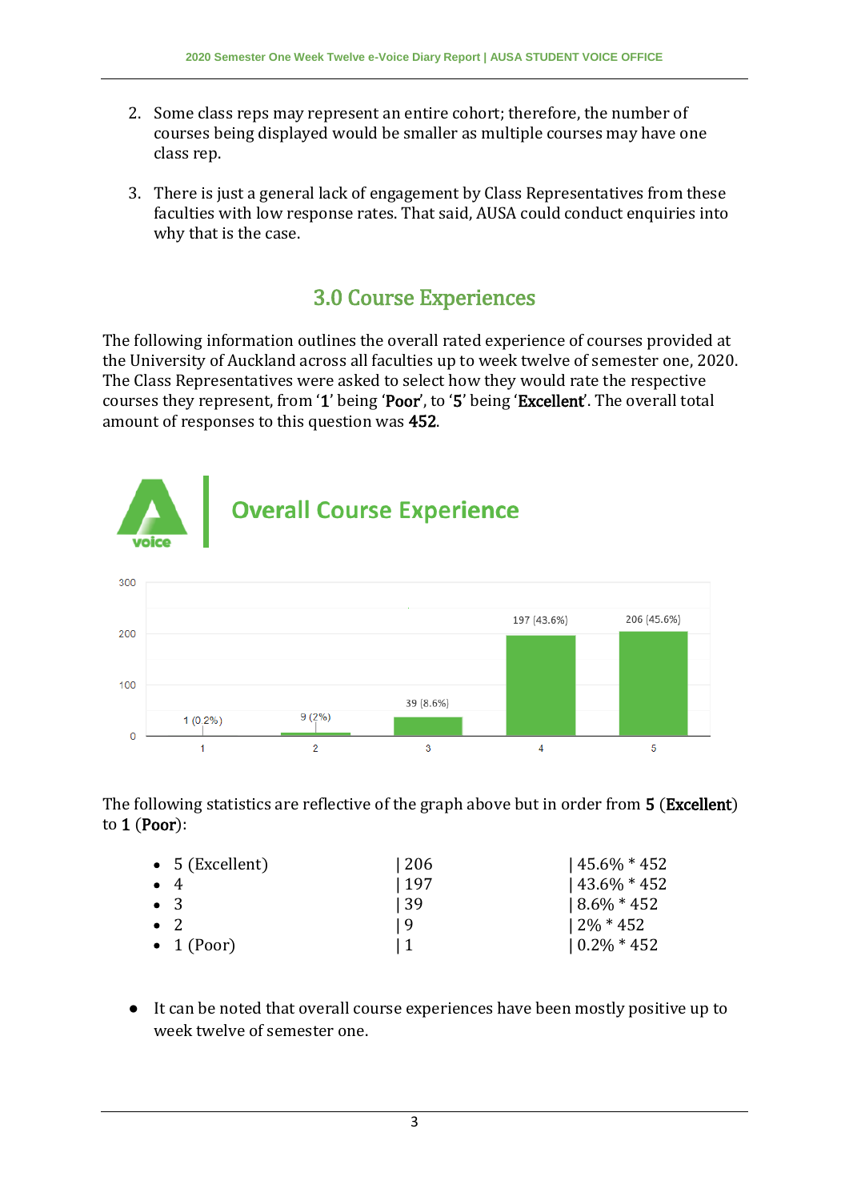2. Some class reps may represent an entire cohort; therefore, the number of courses being displayed would be smaller as multiple courses may have one class rep.

3. There is just a general lack of engagement by Class Representatives from these faculties with low response rates. That said, AUSA could conduct enquiries into why that is the case.

## 3.0 Course Experiences

The following information outlines the overall rated experience of courses provided at the University of Auckland across all faculties up to week twelve of semester one, 2020. The Class Representatives were asked to select how they would rate the respective courses they represent, from '**1**' being '**Poor**', to '**5**' being '**Excellent**'. The overall total amount of responses to this question was **452**.

**Overall Course Experience**

| Rating | Responses |
|---|---|
| 1 | 1 (0.2%) |
| 2 | 9 (2%) |
| 3 | 39 (8.6%) |
| 4 | 197 (43.6%) |
| 5 | 206 (45.6%) |

The following statistics are reflective of the graph above but in order from **5** (**Excellent**) to **1** (**Poor**):

- 5 (Excellent) | 206 | 45.6% * 452
- 4 | 197 | 43.6% * 452
- 3 | 39 | 8.6% * 452
- 2 | 9 | 2% * 452
- 1 (Poor) | 1 | 0.2% * 452

- It can be noted that overall course experiences have been mostly positive up to week twelve of semester one.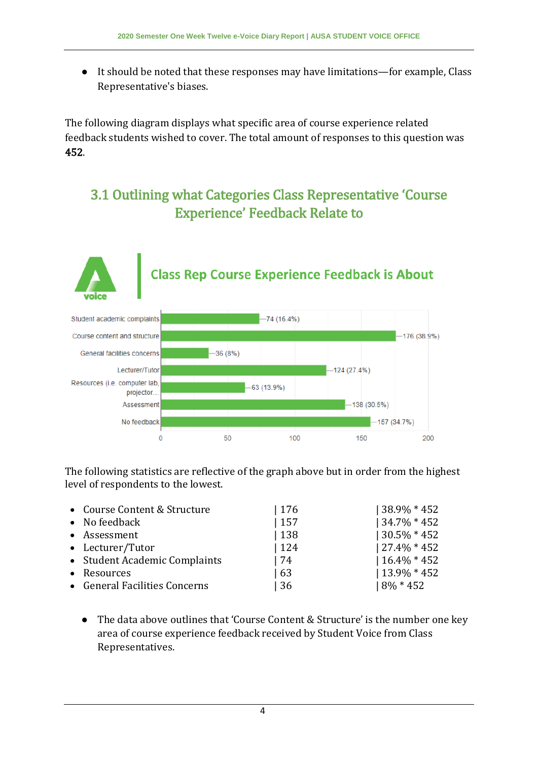- It should be noted that these responses may have limitations—for example, Class Representative's biases.

The following diagram displays what specific area of course experience related feedback students wished to cover. The total amount of responses to this question was **452**.

## 3.1 Outlining what Categories Class Representative 'Course Experience' Feedback Relate to

**Class Rep Course Experience Feedback is About**

| Category | Responses |
|---|---|
| Student academic complaints | 74 (16.4%) |
| Course content and structure | 176 (38.9%) |
| General facilities concerns | 36 (8%) |
| Lecturer/Tutor | 124 (27.4%) |
| Resources (i.e. computer lab, projector... | 63 (13.9%) |
| Assessment | 138 (30.5%) |
| No feedback | 157 (34.7%) |

The following statistics are reflective of the graph above but in order from the highest level of respondents to the lowest.

- Course Content & Structure | 176 | 38.9% * 452
- No feedback | 157 | 34.7% * 452
- Assessment | 138 | 30.5% * 452
- Lecturer/Tutor | 124 | 27.4% * 452
- Student Academic Complaints | 74 | 16.4% * 452
- Resources | 63 | 13.9% * 452
- General Facilities Concerns | 36 | 8% * 452

- The data above outlines that 'Course Content & Structure' is the number one key area of course experience feedback received by Student Voice from Class Representatives.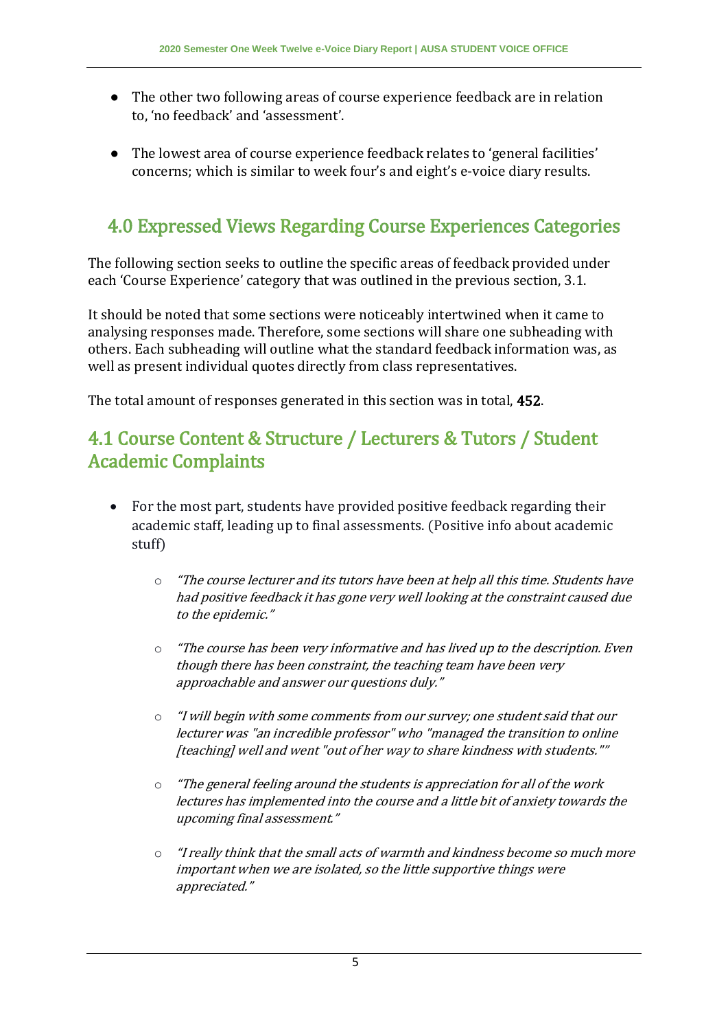- The other two following areas of course experience feedback are in relation to, 'no feedback' and 'assessment'.

- The lowest area of course experience feedback relates to 'general facilities' concerns; which is similar to week four's and eight's e-voice diary results.

## 4.0 Expressed Views Regarding Course Experiences Categories

The following section seeks to outline the specific areas of feedback provided under each 'Course Experience' category that was outlined in the previous section, 3.1.

It should be noted that some sections were noticeably intertwined when it came to analysing responses made. Therefore, some sections will share one subheading with others. Each subheading will outline what the standard feedback information was, as well as present individual quotes directly from class representatives.

The total amount of responses generated in this section was in total, **452**.

## 4.1 Course Content & Structure / Lecturers & Tutors / Student Academic Complaints

- For the most part, students have provided positive feedback regarding their academic staff, leading up to final assessments. (Positive info about academic stuff)
    - *"The course lecturer and its tutors have been at help all this time. Students have had positive feedback it has gone very well looking at the constraint caused due to the epidemic."*
    - *"The course has been very informative and has lived up to the description. Even though there has been constraint, the teaching team have been very approachable and answer our questions duly."*
    - *"I will begin with some comments from our survey; one student said that our lecturer was "an incredible professor" who "managed the transition to online [teaching] well and went "out of her way to share kindness with students.""*
    - *"The general feeling around the students is appreciation for all of the work lectures has implemented into the course and a little bit of anxiety towards the upcoming final assessment."*
    - *"I really think that the small acts of warmth and kindness become so much more important when we are isolated, so the little supportive things were appreciated."*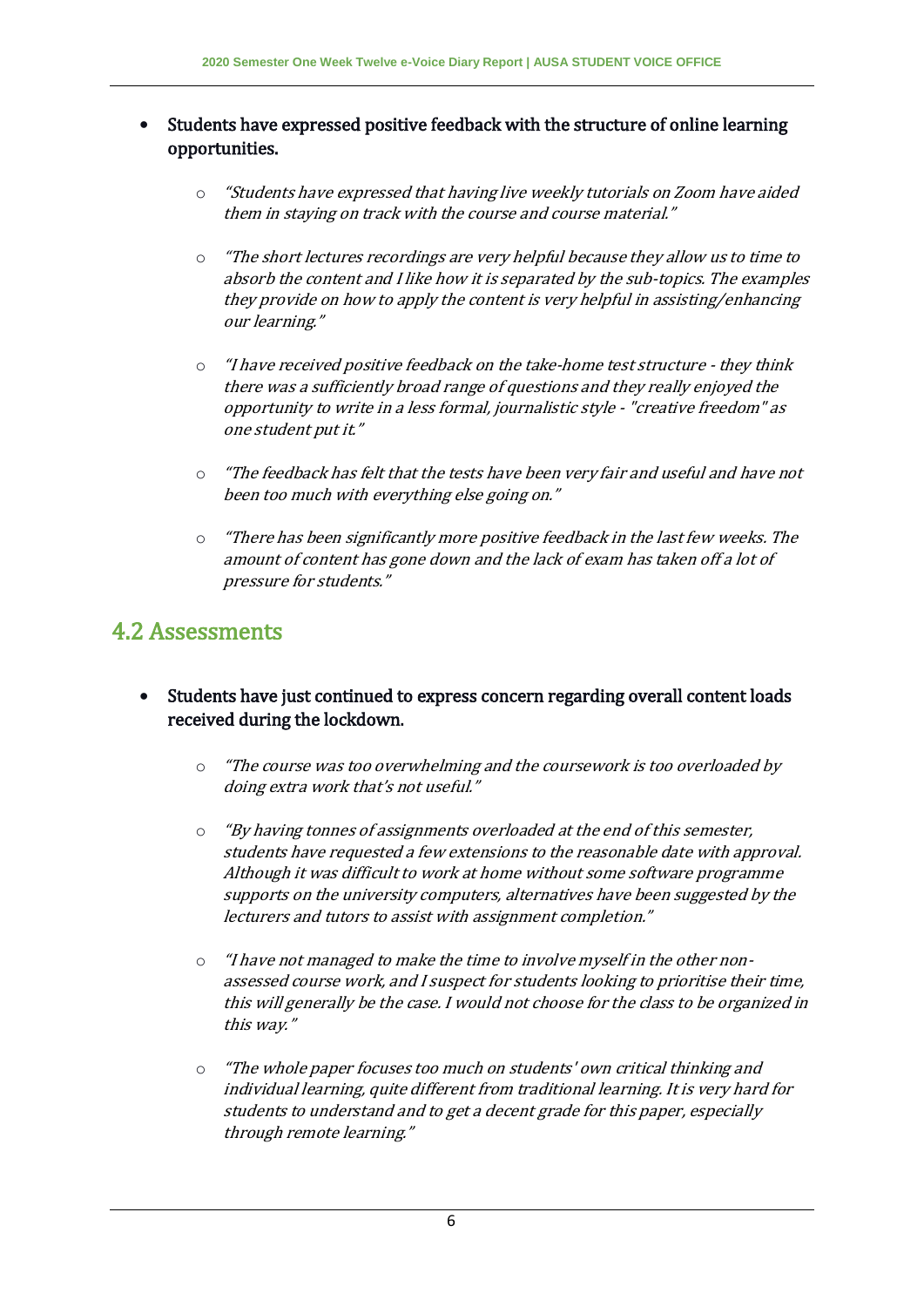- **Students have expressed positive feedback with the structure of online learning opportunities.**
    - *"Students have expressed that having live weekly tutorials on Zoom have aided them in staying on track with the course and course material."*
    - *"The short lectures recordings are very helpful because they allow us to time to absorb the content and I like how it is separated by the sub-topics. The examples they provide on how to apply the content is very helpful in assisting/enhancing our learning."*
    - *"I have received positive feedback on the take-home test structure - they think there was a sufficiently broad range of questions and they really enjoyed the opportunity to write in a less formal, journalistic style - "creative freedom" as one student put it."*
    - *"The feedback has felt that the tests have been very fair and useful and have not been too much with everything else going on."*
    - *"There has been significantly more positive feedback in the last few weeks. The amount of content has gone down and the lack of exam has taken off a lot of pressure for students."*

## 4.2 Assessments

- **Students have just continued to express concern regarding overall content loads received during the lockdown.**
    - *"The course was too overwhelming and the coursework is too overloaded by doing extra work that's not useful."*
    - *"By having tonnes of assignments overloaded at the end of this semester, students have requested a few extensions to the reasonable date with approval. Although it was difficult to work at home without some software programme supports on the university computers, alternatives have been suggested by the lecturers and tutors to assist with assignment completion."*
    - *"I have not managed to make the time to involve myself in the other non-assessed course work, and I suspect for students looking to prioritise their time, this will generally be the case. I would not choose for the class to be organized in this way."*
    - *"The whole paper focuses too much on students' own critical thinking and individual learning, quite different from traditional learning. It is very hard for students to understand and to get a decent grade for this paper, especially through remote learning."*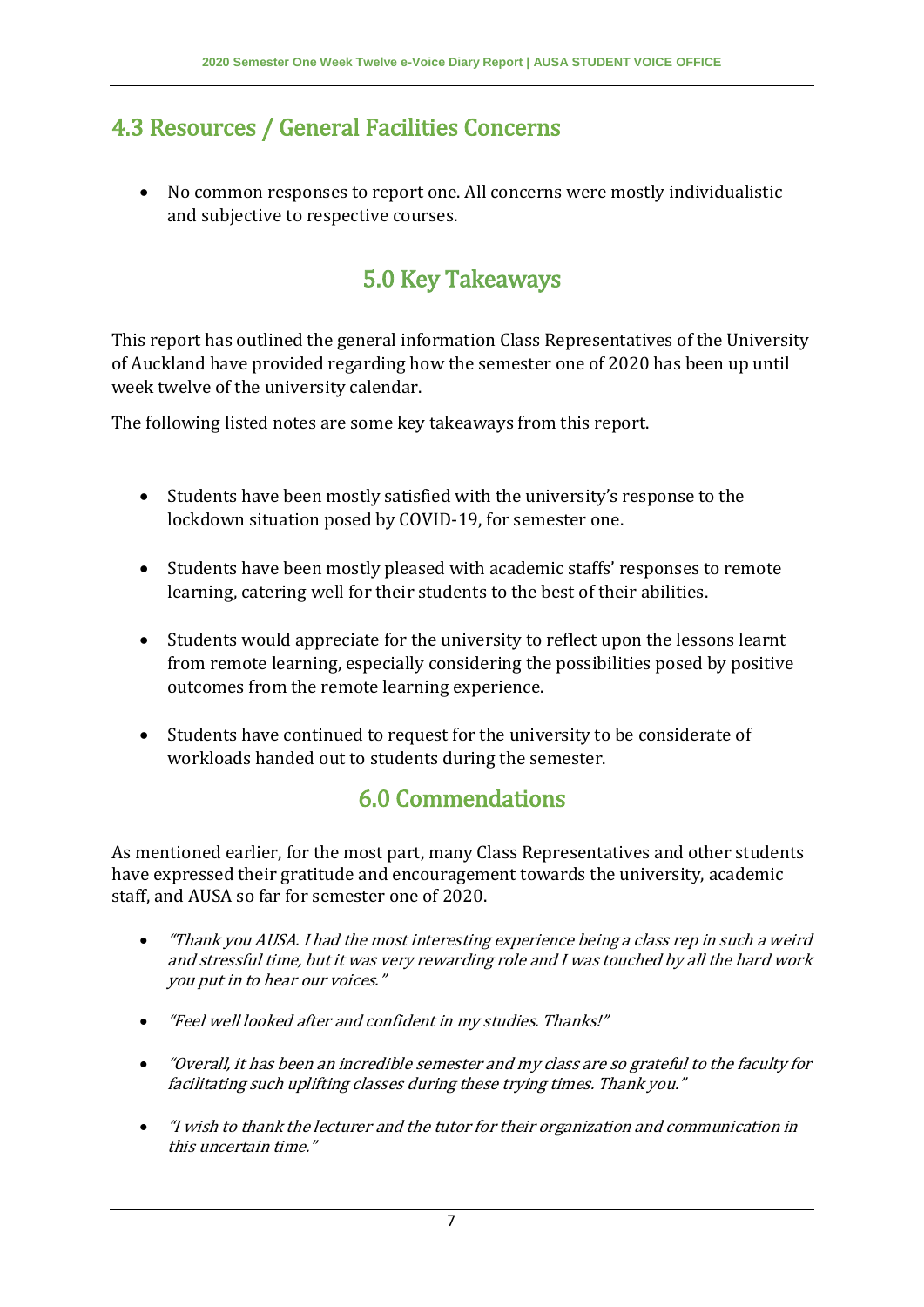## 4.3 Resources / General Facilities Concerns

- No common responses to report one. All concerns were mostly individualistic and subjective to respective courses.

## 5.0 Key Takeaways

This report has outlined the general information Class Representatives of the University of Auckland have provided regarding how the semester one of 2020 has been up until week twelve of the university calendar.

The following listed notes are some key takeaways from this report.

- Students have been mostly satisfied with the university's response to the lockdown situation posed by COVID-19, for semester one.
- Students have been mostly pleased with academic staffs' responses to remote learning, catering well for their students to the best of their abilities.
- Students would appreciate for the university to reflect upon the lessons learnt from remote learning, especially considering the possibilities posed by positive outcomes from the remote learning experience.
- Students have continued to request for the university to be considerate of workloads handed out to students during the semester.

## 6.0 Commendations

As mentioned earlier, for the most part, many Class Representatives and other students have expressed their gratitude and encouragement towards the university, academic staff, and AUSA so far for semester one of 2020.

- *"Thank you AUSA. I had the most interesting experience being a class rep in such a weird and stressful time, but it was very rewarding role and I was touched by all the hard work you put in to hear our voices."*
- *"Feel well looked after and confident in my studies. Thanks!"*
- *"Overall, it has been an incredible semester and my class are so grateful to the faculty for facilitating such uplifting classes during these trying times. Thank you."*
- *"I wish to thank the lecturer and the tutor for their organization and communication in this uncertain time."*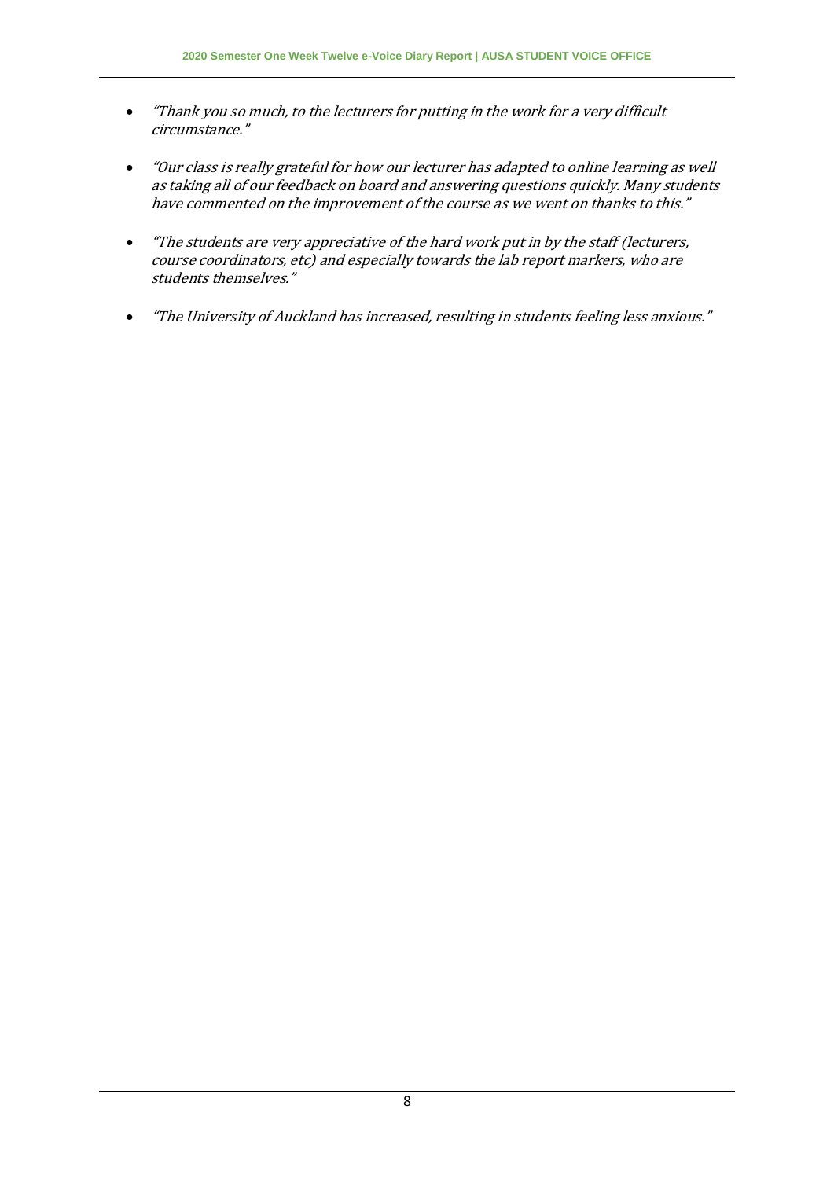- *"Thank you so much, to the lecturers for putting in the work for a very difficult circumstance."*

- *"Our class is really grateful for how our lecturer has adapted to online learning as well as taking all of our feedback on board and answering questions quickly. Many students have commented on the improvement of the course as we went on thanks to this."*

- *"The students are very appreciative of the hard work put in by the staff (lecturers, course coordinators, etc) and especially towards the lab report markers, who are students themselves."*

- *"The University of Auckland has increased, resulting in students feeling less anxious."*